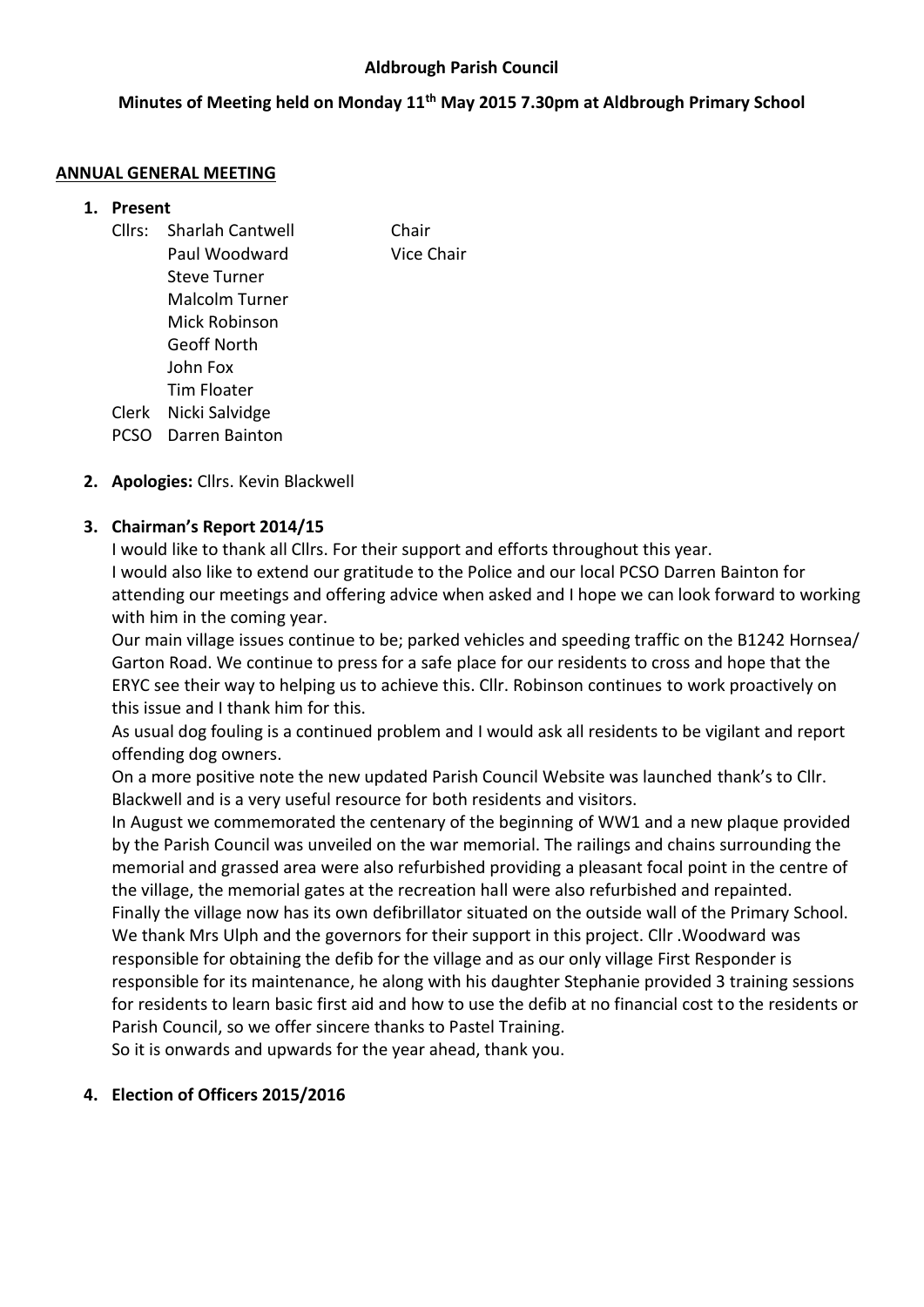**Aldbrough Parish Council**

**Minutes of Meeting held on Monday 11th May 2015 7.30pm at Aldbrough Primary School**

**ANNUAL GENERAL MEETING**

1. **Present**

| | | |
|---|---|---|
| Cllrs: | Sharlah Cantwell | Chair |
| | Paul Woodward | Vice Chair |
| | Steve Turner | |
| | Malcolm Turner | |
| | Mick Robinson | |
| | Geoff North | |
| | John Fox | |
| | Tim Floater | |
| Clerk | Nicki Salvidge | |
| PCSO | Darren Bainton | |

2. **Apologies:** Cllrs. Kevin Blackwell

3. **Chairman's Report 2014/15**

   I would like to thank all Cllrs. For their support and efforts throughout this year.
   I would also like to extend our gratitude to the Police and our local PCSO Darren Bainton for attending our meetings and offering advice when asked and I hope we can look forward to working with him in the coming year.
   Our main village issues continue to be; parked vehicles and speeding traffic on the B1242 Hornsea/ Garton Road. We continue to press for a safe place for our residents to cross and hope that the ERYC see their way to helping us to achieve this. Cllr. Robinson continues to work proactively on this issue and I thank him for this.
   As usual dog fouling is a continued problem and I would ask all residents to be vigilant and report offending dog owners.
   On a more positive note the new updated Parish Council Website was launched thank's to Cllr. Blackwell and is a very useful resource for both residents and visitors.
   In August we commemorated the centenary of the beginning of WW1 and a new plaque provided by the Parish Council was unveiled on the war memorial. The railings and chains surrounding the memorial and grassed area were also refurbished providing a pleasant focal point in the centre of the village, the memorial gates at the recreation hall were also refurbished and repainted.
   Finally the village now has its own defibrillator situated on the outside wall of the Primary School. We thank Mrs Ulph and the governors for their support in this project. Cllr .Woodward was responsible for obtaining the defib for the village and as our only village First Responder is responsible for its maintenance, he along with his daughter Stephanie provided 3 training sessions for residents to learn basic first aid and how to use the defib at no financial cost to the residents or Parish Council, so we offer sincere thanks to Pastel Training.
   So it is onwards and upwards for the year ahead, thank you.

4. **Election of Officers 2015/2016**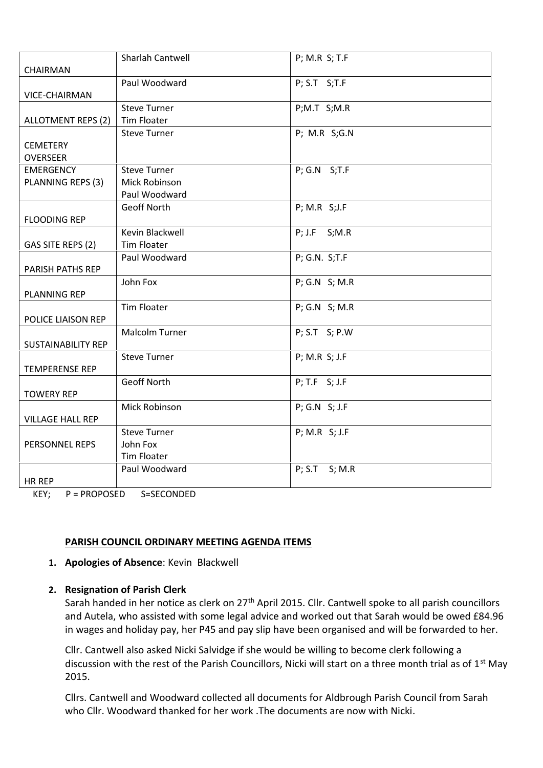| | | |
|---|---|---|
| CHAIRMAN | Sharlah Cantwell | P; M.R S; T.F |
| VICE-CHAIRMAN | Paul Woodward | P; S.T S;T.F |
| ALLOTMENT REPS (2) | Steve Turner<br>Tim Floater | P;M.T S;M.R |
| CEMETERY OVERSEER | Steve Turner | P; M.R S;G.N |
| EMERGENCY PLANNING REPS (3) | Steve Turner<br>Mick Robinson<br>Paul Woodward | P; G.N S;T.F |
| FLOODING REP | Geoff North | P; M.R S;J.F |
| GAS SITE REPS (2) | Kevin Blackwell<br>Tim Floater | P; J.F S;M.R |
| PARISH PATHS REP | Paul Woodward | P; G.N. S;T.F |
| PLANNING REP | John Fox | P; G.N S; M.R |
| POLICE LIAISON REP | Tim Floater | P; G.N S; M.R |
| SUSTAINABILITY REP | Malcolm Turner | P; S.T S; P.W |
| TEMPERENSE REP | Steve Turner | P; M.R S; J.F |
| TOWERY REP | Geoff North | P; T.F S; J.F |
| VILLAGE HALL REP | Mick Robinson | P; G.N S; J.F |
| PERSONNEL REPS | Steve Turner<br>John Fox<br>Tim Floater | P; M.R S; J.F |
| HR REP | Paul Woodward | P; S.T S; M.R |

KEY; P = PROPOSED S=SECONDED

**PARISH COUNCIL ORDINARY MEETING AGENDA ITEMS**

1. **Apologies of Absence**: Kevin Blackwell

2. **Resignation of Parish Clerk**

   Sarah handed in her notice as clerk on 27th April 2015. Cllr. Cantwell spoke to all parish councillors and Autela, who assisted with some legal advice and worked out that Sarah would be owed £84.96 in wages and holiday pay, her P45 and pay slip have been organised and will be forwarded to her.

   Cllr. Cantwell also asked Nicki Salvidge if she would be willing to become clerk following a discussion with the rest of the Parish Councillors, Nicki will start on a three month trial as of 1st May 2015.

   Cllrs. Cantwell and Woodward collected all documents for Aldbrough Parish Council from Sarah who Cllr. Woodward thanked for her work .The documents are now with Nicki.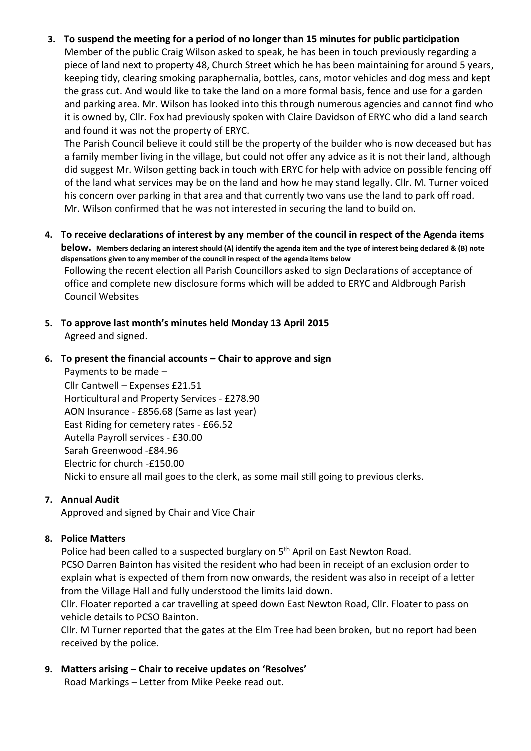**3. To suspend the meeting for a period of no longer than 15 minutes for public participation**

Member of the public Craig Wilson asked to speak, he has been in touch previously regarding a piece of land next to property 48, Church Street which he has been maintaining for around 5 years, keeping tidy, clearing smoking paraphernalia, bottles, cans, motor vehicles and dog mess and kept the grass cut. And would like to take the land on a more formal basis, fence and use for a garden and parking area. Mr. Wilson has looked into this through numerous agencies and cannot find who it is owned by, Cllr. Fox had previously spoken with Claire Davidson of ERYC who did a land search and found it was not the property of ERYC.

The Parish Council believe it could still be the property of the builder who is now deceased but has a family member living in the village, but could not offer any advice as it is not their land, although did suggest Mr. Wilson getting back in touch with ERYC for help with advice on possible fencing off of the land what services may be on the land and how he may stand legally. Cllr. M. Turner voiced his concern over parking in that area and that currently two vans use the land to park off road. Mr. Wilson confirmed that he was not interested in securing the land to build on.

**4. To receive declarations of interest by any member of the council in respect of the Agenda items below.** **Members declaring an interest should (A) identify the agenda item and the type of interest being declared & (B) note dispensations given to any member of the council in respect of the agenda items below**

Following the recent election all Parish Councillors asked to sign Declarations of acceptance of office and complete new disclosure forms which will be added to ERYC and Aldbrough Parish Council Websites

**5. To approve last month's minutes held Monday 13 April 2015**

Agreed and signed.

**6. To present the financial accounts – Chair to approve and sign**

Payments to be made –
Cllr Cantwell – Expenses £21.51
Horticultural and Property Services - £278.90
AON Insurance - £856.68 (Same as last year)
East Riding for cemetery rates - £66.52
Autella Payroll services - £30.00
Sarah Greenwood -£84.96
Electric for church -£150.00
Nicki to ensure all mail goes to the clerk, as some mail still going to previous clerks.

**7. Annual Audit**

Approved and signed by Chair and Vice Chair

**8. Police Matters**

Police had been called to a suspected burglary on 5th April on East Newton Road.

PCSO Darren Bainton has visited the resident who had been in receipt of an exclusion order to explain what is expected of them from now onwards, the resident was also in receipt of a letter from the Village Hall and fully understood the limits laid down.

Cllr. Floater reported a car travelling at speed down East Newton Road, Cllr. Floater to pass on vehicle details to PCSO Bainton.

Cllr. M Turner reported that the gates at the Elm Tree had been broken, but no report had been received by the police.

**9. Matters arising – Chair to receive updates on 'Resolves'**

Road Markings – Letter from Mike Peeke read out.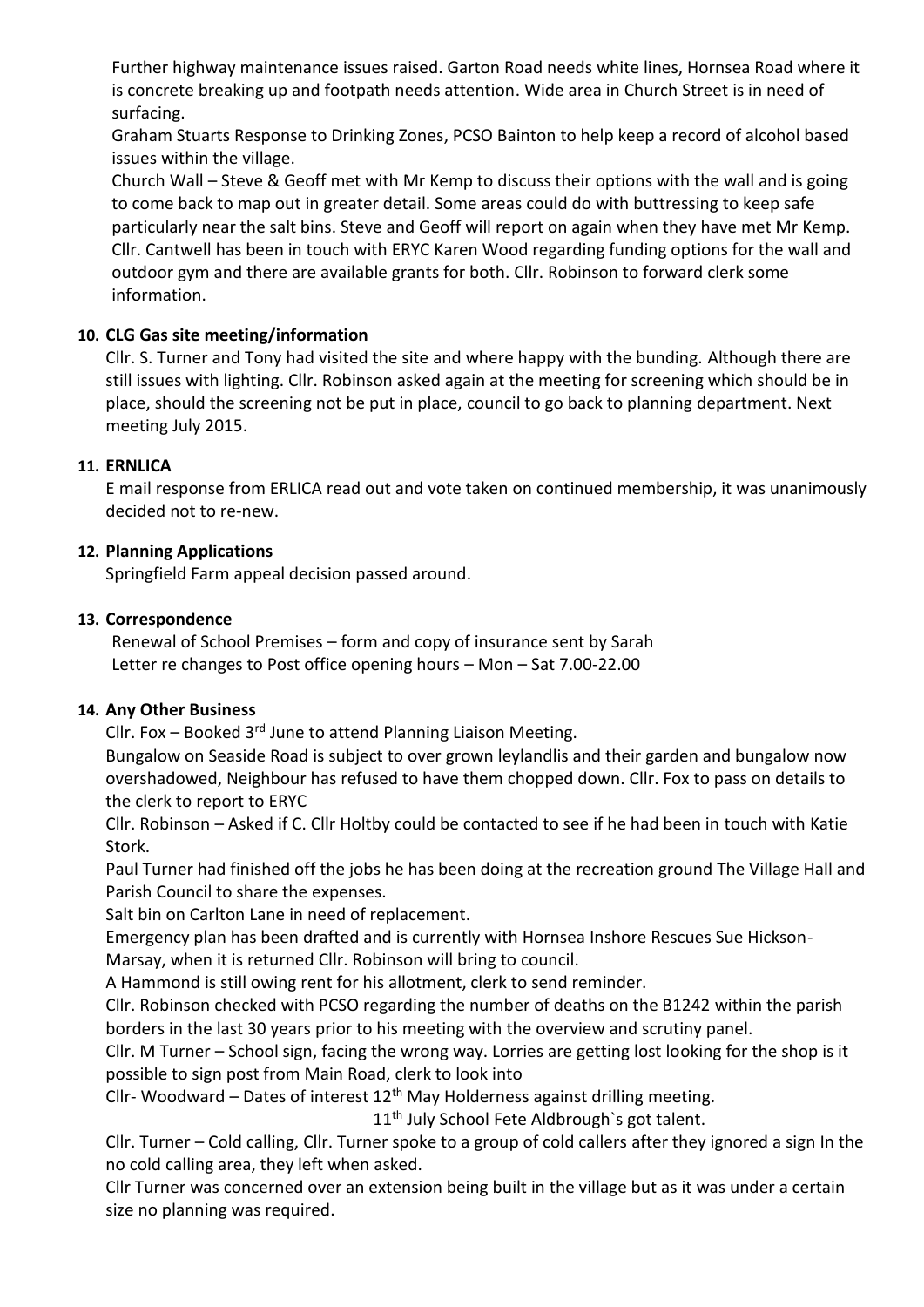Further highway maintenance issues raised. Garton Road needs white lines, Hornsea Road where it is concrete breaking up and footpath needs attention. Wide area in Church Street is in need of surfacing.

Graham Stuarts Response to Drinking Zones, PCSO Bainton to help keep a record of alcohol based issues within the village.

Church Wall – Steve & Geoff met with Mr Kemp to discuss their options with the wall and is going to come back to map out in greater detail. Some areas could do with buttressing to keep safe particularly near the salt bins. Steve and Geoff will report on again when they have met Mr Kemp. Cllr. Cantwell has been in touch with ERYC Karen Wood regarding funding options for the wall and outdoor gym and there are available grants for both. Cllr. Robinson to forward clerk some information.

**10. CLG Gas site meeting/information**

Cllr. S. Turner and Tony had visited the site and where happy with the bunding. Although there are still issues with lighting. Cllr. Robinson asked again at the meeting for screening which should be in place, should the screening not be put in place, council to go back to planning department. Next meeting July 2015.

**11. ERNLICA**

E mail response from ERLICA read out and vote taken on continued membership, it was unanimously decided not to re-new.

**12. Planning Applications**

Springfield Farm appeal decision passed around.

**13. Correspondence**

Renewal of School Premises – form and copy of insurance sent by Sarah

Letter re changes to Post office opening hours – Mon – Sat 7.00-22.00

**14. Any Other Business**

Cllr. Fox – Booked 3rd June to attend Planning Liaison Meeting.

Bungalow on Seaside Road is subject to over grown leylandlis and their garden and bungalow now overshadowed, Neighbour has refused to have them chopped down. Cllr. Fox to pass on details to the clerk to report to ERYC

Cllr. Robinson – Asked if C. Cllr Holtby could be contacted to see if he had been in touch with Katie Stork.

Paul Turner had finished off the jobs he has been doing at the recreation ground The Village Hall and Parish Council to share the expenses.

Salt bin on Carlton Lane in need of replacement.

Emergency plan has been drafted and is currently with Hornsea Inshore Rescues Sue Hickson-Marsay, when it is returned Cllr. Robinson will bring to council.

A Hammond is still owing rent for his allotment, clerk to send reminder.

Cllr. Robinson checked with PCSO regarding the number of deaths on the B1242 within the parish borders in the last 30 years prior to his meeting with the overview and scrutiny panel.

Cllr. M Turner – School sign, facing the wrong way. Lorries are getting lost looking for the shop is it possible to sign post from Main Road, clerk to look into

Cllr- Woodward – Dates of interest 12th May Holderness against drilling meeting.

11th July School Fete Aldbrough`s got talent.

Cllr. Turner – Cold calling, Cllr. Turner spoke to a group of cold callers after they ignored a sign In the no cold calling area, they left when asked.

Cllr Turner was concerned over an extension being built in the village but as it was under a certain size no planning was required.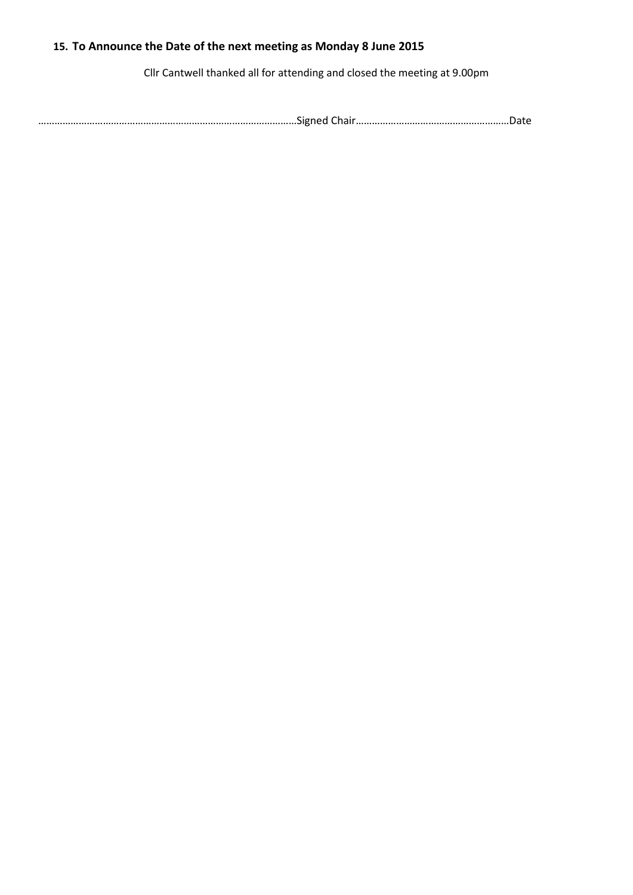**15. To Announce the Date of the next meeting as Monday 8 June 2015**

Cllr Cantwell thanked all for attending and closed the meeting at 9.00pm

……………………………………………………………………………………Signed Chair…………………………………………………Date